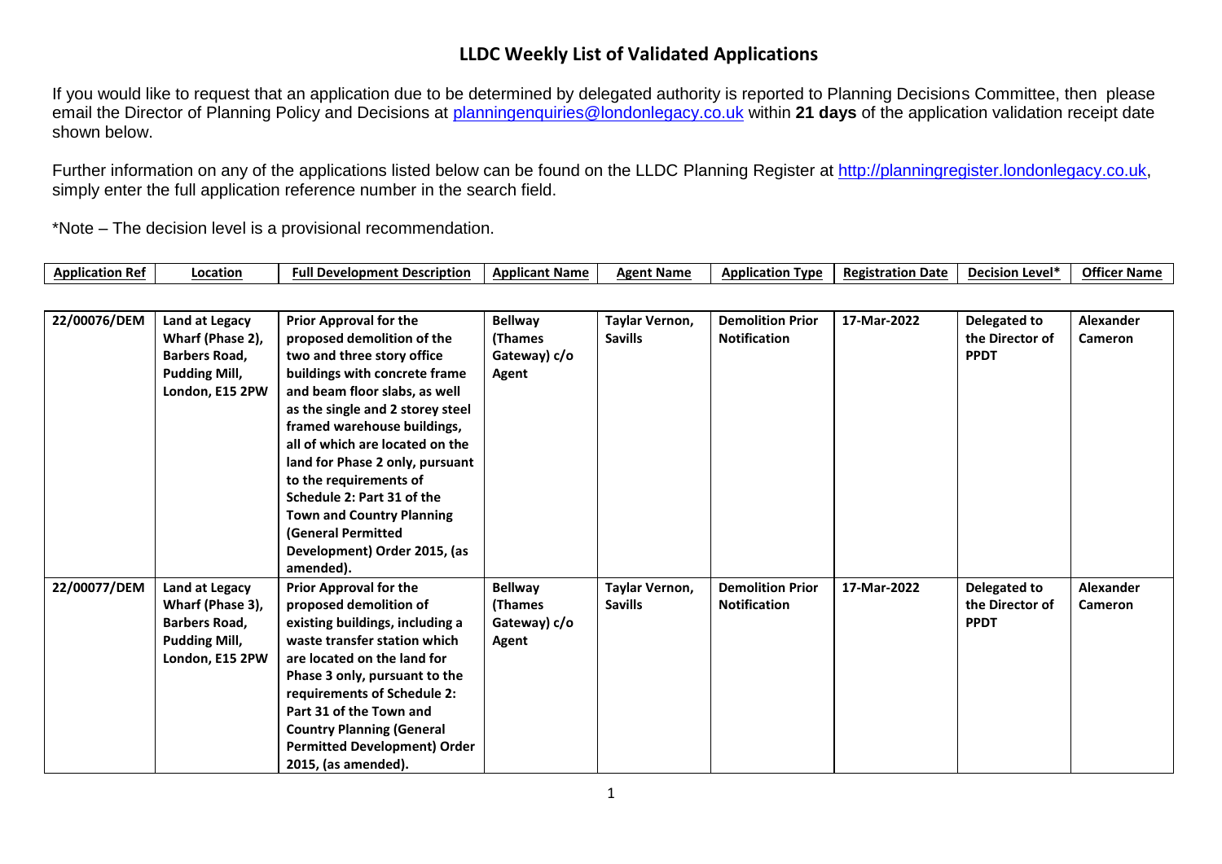# LLDC Weekly List of Validated Applications

If you would like to request that an application due to be determined by delegated authority is reported to Planning Decisions Committee, then please email the Director of Planning Policy and Decisions at planningenquiries@londonlegacy.co.uk within **21 days** of the application validation receipt date shown below.

Further information on any of the applications listed below can be found on the LLDC Planning Register at http://planningregister.londonlegacy.co.uk, simply enter the full application reference number in the search field.

*Note – The decision level is a provisional recommendation.

| Application Ref | Location | Full Development Description | Applicant Name | Agent Name | Application Type | Registration Date | Decision Level* | Officer Name |
|---|---|---|---|---|---|---|---|---|
| **22/00076/DEM** | **Land at Legacy Wharf (Phase 2), Barbers Road, Pudding Mill, London, E15 2PW** | **Prior Approval for the proposed demolition of the two and three story office buildings with concrete frame and beam floor slabs, as well as the single and 2 storey steel framed warehouse buildings, all of which are located on the land for Phase 2 only, pursuant to the requirements of Schedule 2: Part 31 of the Town and Country Planning (General Permitted Development) Order 2015, (as amended).** | **Bellway (Thames Gateway) c/o Agent** | **Taylar Vernon, Savills** | **Demolition Prior Notification** | **17-Mar-2022** | **Delegated to the Director of PPDT** | **Alexander Cameron** |
| **22/00077/DEM** | **Land at Legacy Wharf (Phase 3), Barbers Road, Pudding Mill, London, E15 2PW** | **Prior Approval for the proposed demolition of existing buildings, including a waste transfer station which are located on the land for Phase 3 only, pursuant to the requirements of Schedule 2: Part 31 of the Town and Country Planning (General Permitted Development) Order 2015, (as amended).** | **Bellway (Thames Gateway) c/o Agent** | **Taylar Vernon, Savills** | **Demolition Prior Notification** | **17-Mar-2022** | **Delegated to the Director of PPDT** | **Alexander Cameron** |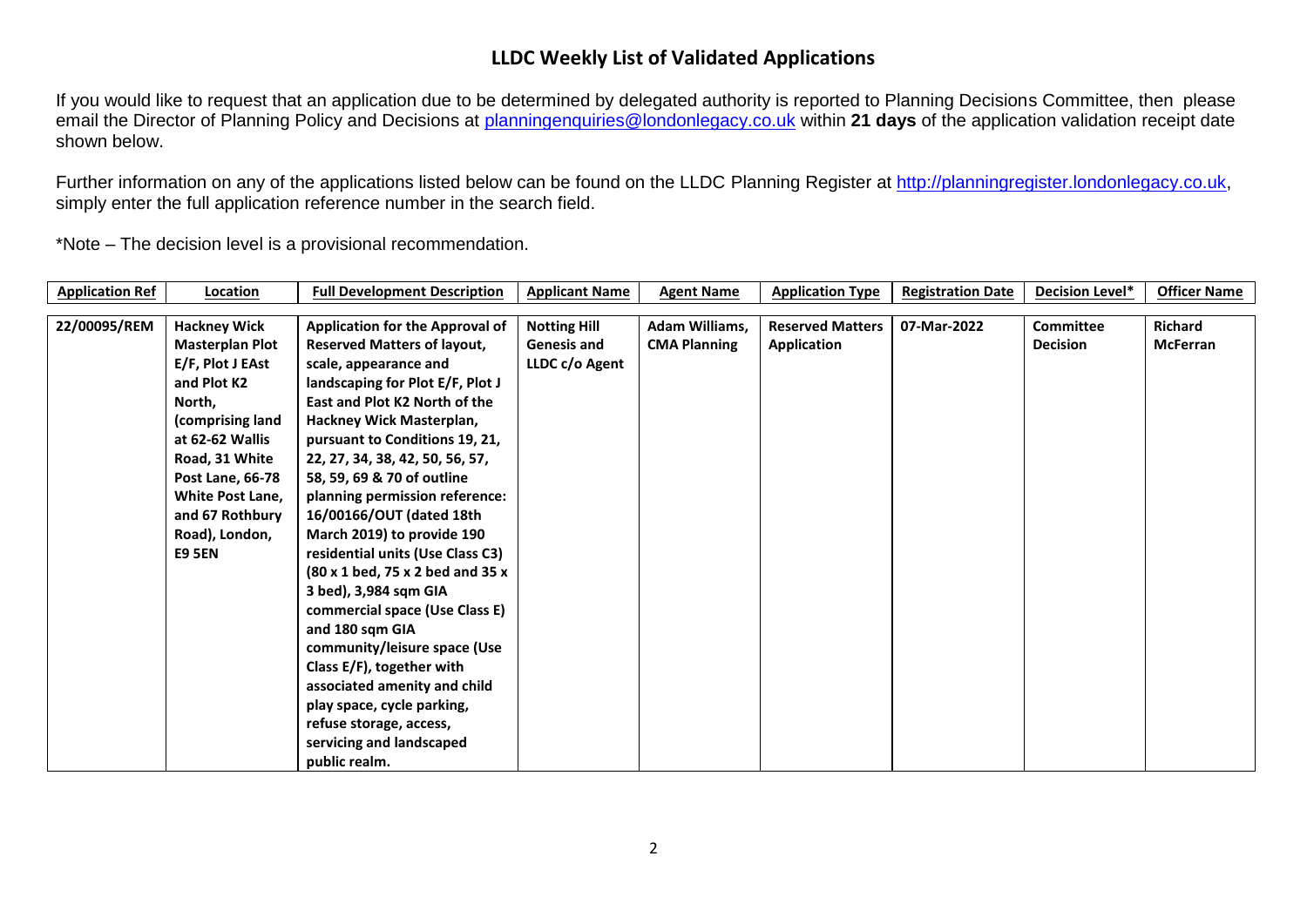# LLDC Weekly List of Validated Applications

If you would like to request that an application due to be determined by delegated authority is reported to Planning Decisions Committee, then please email the Director of Planning Policy and Decisions at planningenquiries@londonlegacy.co.uk within **21 days** of the application validation receipt date shown below.

Further information on any of the applications listed below can be found on the LLDC Planning Register at http://planningregister.londonlegacy.co.uk, simply enter the full application reference number in the search field.

*Note – The decision level is a provisional recommendation.

| Application Ref | Location | Full Development Description | Applicant Name | Agent Name | Application Type | Registration Date | Decision Level* | Officer Name |
|---|---|---|---|---|---|---|---|---|
| **22/00095/REM** | **Hackney Wick Masterplan Plot E/F, Plot J EAst and Plot K2 North, (comprising land at 62-62 Wallis Road, 31 White Post Lane, 66-78 White Post Lane, and 67 Rothbury Road), London, E9 5EN** | **Application for the Approval of Reserved Matters of layout, scale, appearance and landscaping for Plot E/F, Plot J East and Plot K2 North of the Hackney Wick Masterplan, pursuant to Conditions 19, 21, 22, 27, 34, 38, 42, 50, 56, 57, 58, 59, 69 & 70 of outline planning permission reference: 16/00166/OUT (dated 18th March 2019) to provide 190 residential units (Use Class C3) (80 x 1 bed, 75 x 2 bed and 35 x 3 bed), 3,984 sqm GIA commercial space (Use Class E) and 180 sqm GIA community/leisure space (Use Class E/F), together with associated amenity and child play space, cycle parking, refuse storage, access, servicing and landscaped public realm.** | **Notting Hill Genesis and LLDC c/o Agent** | **Adam Williams, CMA Planning** | **Reserved Matters Application** | **07-Mar-2022** | **Committee Decision** | **Richard McFerran** |